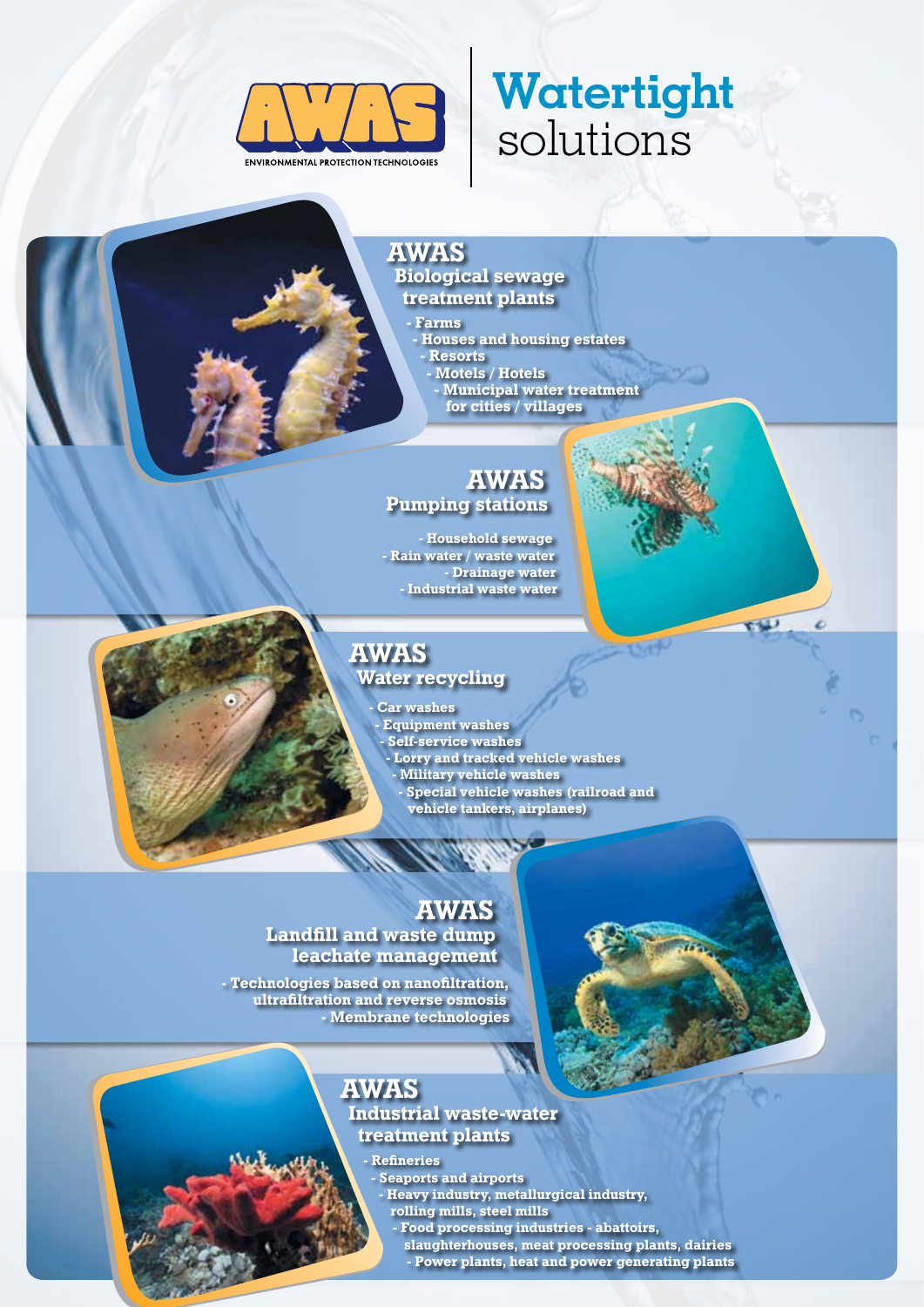AWAS

ENVIRONMENTAL PROTECTION TECHNOLOGIES

# Watertight solutions

## AWAS
### Biological sewage treatment plants

- Farms
- Houses and housing estates
- Resorts
- Motels / Hotels
- Municipal water treatment for cities / villages

## AWAS
### Pumping stations

- Household sewage
- Rain water / waste water
- Drainage water
- Industrial waste water

## AWAS
### Water recycling

- Car washes
- Equipment washes
- Self-service washes
- Lorry and tracked vehicle washes
- Military vehicle washes
- Special vehicle washes (railroad and vehicle tankers, airplanes)

## AWAS
### Landfill and waste dump leachate management

- Technologies based on nanofiltration, ultrafiltration and reverse osmosis
- Membrane technologies

## AWAS
### Industrial waste-water treatment plants

- Refineries
- Seaports and airports
- Heavy industry, metallurgical industry, rolling mills, steel mills
- Food processing industries - abattoirs, slaughterhouses, meat processing plants, dairies
- Power plants, heat and power generating plants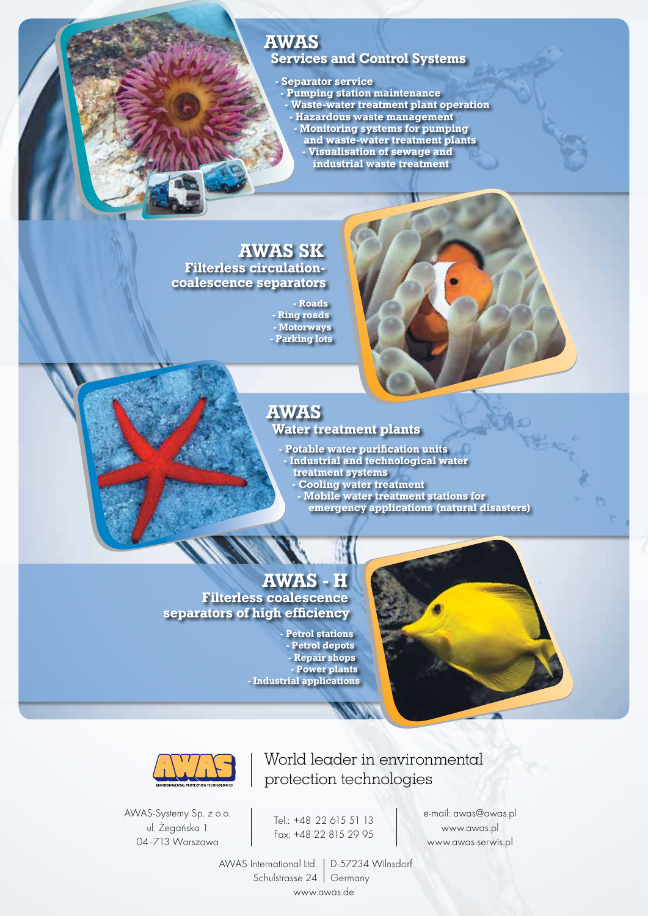## AWAS
### Services and Control Systems

- Separator service
- Pumping station maintenance
- Waste-water treatment plant operation
- Hazardous waste management
- Monitoring systems for pumping and waste-water treatment plants
- Visualisation of sewage and industrial waste treatment

## AWAS SK
### Filterless circulation-coalescence separators

- Roads
- Ring roads
- Motorways
- Parking lots

## AWAS
### Water treatment plants

- Potable water purification units
- Industrial and technological water treatment systems
- Cooling water treatment
- Mobile water treatment stations for emergency applications (natural disasters)

## AWAS - H
### Filterless coalescence separators of high efficiency

- Petrol stations
- Petrol depots
- Repair shops
- Power plants
- Industrial applications

AWAS ENVIRONMENTAL PROTECTION TECHNOLOGIES

World leader in environmental protection technologies

AWAS-Systemy Sp. z o.o.
ul. Żegańska 1
04-713 Warszawa

Tel.: +48 22 615 51 13
Fax: +48 22 815 29 95

e-mail: awas@awas.pl
www.awas.pl
www.awas-serwis.pl

AWAS International Ltd.
Schulstrasse 24
D-57234 Wilnsdorf
Germany
www.awas.de